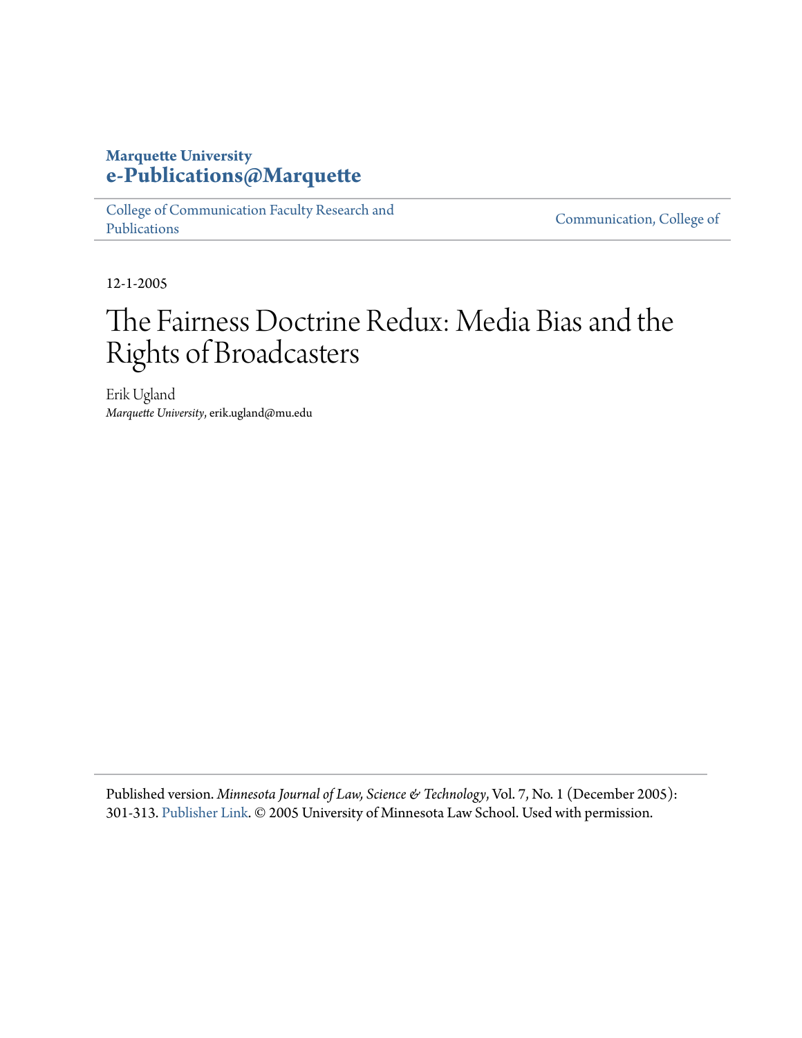**Marquette University**
**e-Publications@Marquette**

College of Communication Faculty Research and Publications | Communication, College of

12-1-2005

# The Fairness Doctrine Redux: Media Bias and the Rights of Broadcasters

Erik Ugland
*Marquette University*, erik.ugland@mu.edu

---

Published version. *Minnesota Journal of Law, Science & Technology*, Vol. 7, No. 1 (December 2005): 301-313. Publisher Link. © 2005 University of Minnesota Law School. Used with permission.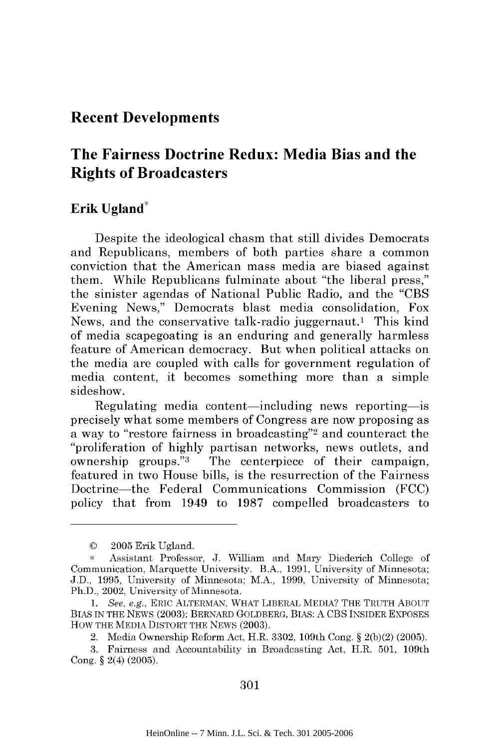# Recent Developments

## The Fairness Doctrine Redux: Media Bias and the Rights of Broadcasters

### Erik Ugland*

Despite the ideological chasm that still divides Democrats and Republicans, members of both parties share a common conviction that the American mass media are biased against them. While Republicans fulminate about "the liberal press," the sinister agendas of National Public Radio, and the "CBS Evening News," Democrats blast media consolidation, Fox News, and the conservative talk-radio juggernaut.[1] This kind of media scapegoating is an enduring and generally harmless feature of American democracy. But when political attacks on the media are coupled with calls for government regulation of media content, it becomes something more than a simple sideshow.

Regulating media content—including news reporting—is precisely what some members of Congress are now proposing as a way to "restore fairness in broadcasting"[2] and counteract the "proliferation of highly partisan networks, news outlets, and ownership groups."[3] The centerpiece of their campaign, featured in two House bills, is the resurrection of the Fairness Doctrine—the Federal Communications Commission (FCC) policy that from 1949 to 1987 compelled broadcasters to

---

© 2005 Erik Ugland.

\* Assistant Professor, J. William and Mary Diederich College of Communication, Marquette University. B.A., 1991, University of Minnesota; J.D., 1995, University of Minnesota; M.A., 1999, University of Minnesota; Ph.D., 2002, University of Minnesota.

1. *See, e.g.*, ERIC ALTERMAN, WHAT LIBERAL MEDIA? THE TRUTH ABOUT BIAS IN THE NEWS (2003); BERNARD GOLDBERG, BIAS: A CBS INSIDER EXPOSES HOW THE MEDIA DISTORT THE NEWS (2003).

2. Media Ownership Reform Act, H.R. 3302, 109th Cong. § 2(b)(2) (2005).

3. Fairness and Accountability in Broadcasting Act, H.R. 501, 109th Cong. § 2(4) (2005).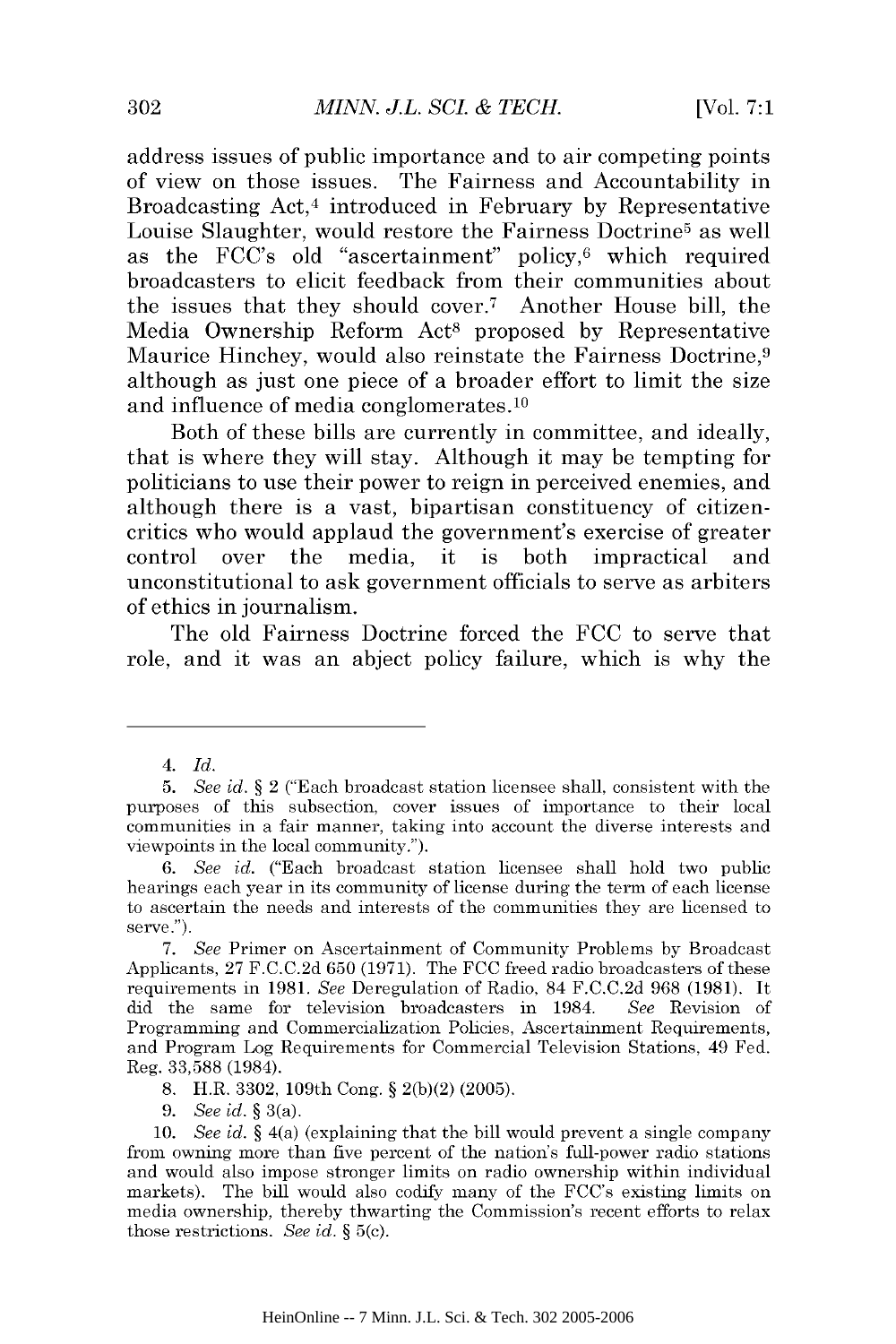address issues of public importance and to air competing points of view on those issues. The Fairness and Accountability in Broadcasting Act,[4] introduced in February by Representative Louise Slaughter, would restore the Fairness Doctrine[5] as well as the FCC's old "ascertainment" policy,[6] which required broadcasters to elicit feedback from their communities about the issues that they should cover.[7] Another House bill, the Media Ownership Reform Act[8] proposed by Representative Maurice Hinchey, would also reinstate the Fairness Doctrine,[9] although as just one piece of a broader effort to limit the size and influence of media conglomerates.[10]

Both of these bills are currently in committee, and ideally, that is where they will stay. Although it may be tempting for politicians to use their power to reign in perceived enemies, and although there is a vast, bipartisan constituency of citizen-critics who would applaud the government's exercise of greater control over the media, it is both impractical and unconstitutional to ask government officials to serve as arbiters of ethics in journalism.

The old Fairness Doctrine forced the FCC to serve that role, and it was an abject policy failure, which is why the

---

4. *Id.*

5. *See id.* § 2 ("Each broadcast station licensee shall, consistent with the purposes of this subsection, cover issues of importance to their local communities in a fair manner, taking into account the diverse interests and viewpoints in the local community.").

6. *See id.* ("Each broadcast station licensee shall hold two public hearings each year in its community of license during the term of each license to ascertain the needs and interests of the communities they are licensed to serve.").

7. *See* Primer on Ascertainment of Community Problems by Broadcast Applicants, 27 F.C.C.2d 650 (1971). The FCC freed radio broadcasters of these requirements in 1981. *See* Deregulation of Radio, 84 F.C.C.2d 968 (1981). It did the same for television broadcasters in 1984. *See* Revision of Programming and Commercialization Policies, Ascertainment Requirements, and Program Log Requirements for Commercial Television Stations, 49 Fed. Reg. 33,588 (1984).

8. H.R. 3302, 109th Cong. § 2(b)(2) (2005).

9. *See id.* § 3(a).

10. *See id.* § 4(a) (explaining that the bill would prevent a single company from owning more than five percent of the nation's full-power radio stations and would also impose stronger limits on radio ownership within individual markets). The bill would also codify many of the FCC's existing limits on media ownership, thereby thwarting the Commission's recent efforts to relax those restrictions. *See id.* § 5(c).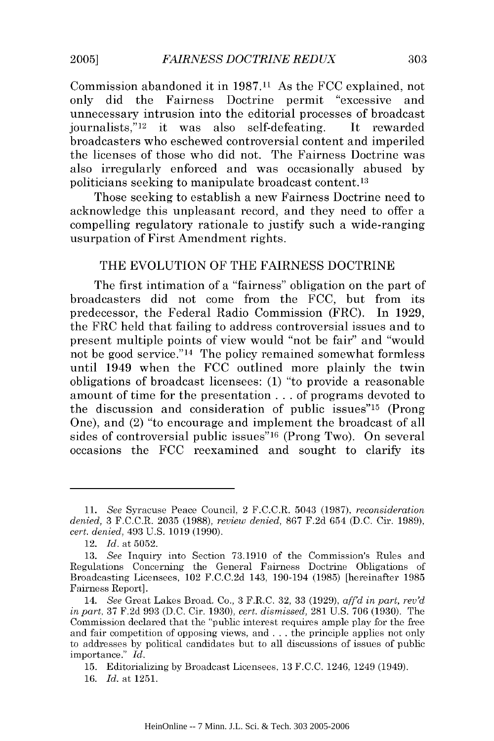Commission abandoned it in 1987.[11] As the FCC explained, not only did the Fairness Doctrine permit "excessive and unnecessary intrusion into the editorial processes of broadcast journalists,"[12] it was also self-defeating. It rewarded broadcasters who eschewed controversial content and imperiled the licenses of those who did not. The Fairness Doctrine was also irregularly enforced and was occasionally abused by politicians seeking to manipulate broadcast content.[13]

Those seeking to establish a new Fairness Doctrine need to acknowledge this unpleasant record, and they need to offer a compelling regulatory rationale to justify such a wide-ranging usurpation of First Amendment rights.

## THE EVOLUTION OF THE FAIRNESS DOCTRINE

The first intimation of a "fairness" obligation on the part of broadcasters did not come from the FCC, but from its predecessor, the Federal Radio Commission (FRC). In 1929, the FRC held that failing to address controversial issues and to present multiple points of view would "not be fair" and "would not be good service."[14] The policy remained somewhat formless until 1949 when the FCC outlined more plainly the twin obligations of broadcast licensees: (1) "to provide a reasonable amount of time for the presentation . . . of programs devoted to the discussion and consideration of public issues"[15] (Prong One), and (2) "to encourage and implement the broadcast of all sides of controversial public issues"[16] (Prong Two). On several occasions the FCC reexamined and sought to clarify its

---

11. *See* Syracuse Peace Council, 2 F.C.C.R. 5043 (1987), *reconsideration denied*, 3 F.C.C.R. 2035 (1988), *review denied*, 867 F.2d 654 (D.C. Cir. 1989), *cert. denied*, 493 U.S. 1019 (1990).

12. *Id.* at 5052.

13. *See* Inquiry into Section 73.1910 of the Commission's Rules and Regulations Concerning the General Fairness Doctrine Obligations of Broadcasting Licensees, 102 F.C.C.2d 143, 190-194 (1985) [hereinafter 1985 Fairness Report].

14. *See* Great Lakes Broad. Co., 3 F.R.C. 32, 33 (1929), *aff'd in part, rev'd in part*, 37 F.2d 993 (D.C. Cir. 1930), *cert. dismissed*, 281 U.S. 706 (1930). The Commission declared that the "public interest requires ample play for the free and fair competition of opposing views, and . . . the principle applies not only to addresses by political candidates but to all discussions of issues of public importance." *Id.*

15. Editorializing by Broadcast Licensees, 13 F.C.C. 1246, 1249 (1949).

16. *Id.* at 1251.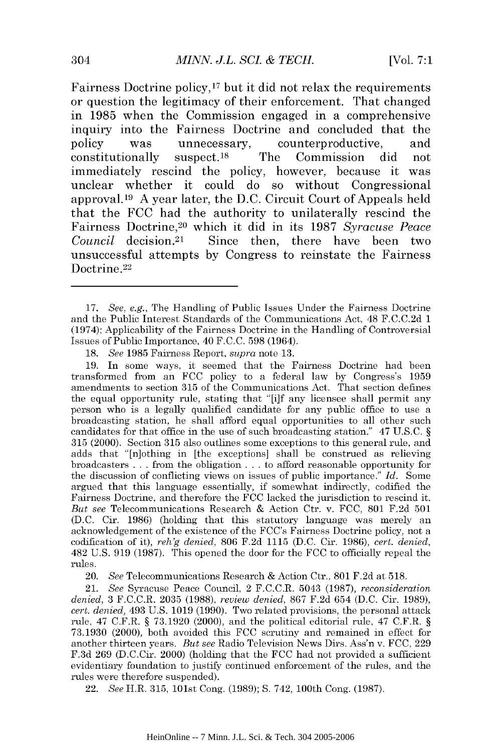Fairness Doctrine policy,[17] but it did not relax the requirements or question the legitimacy of their enforcement. That changed in 1985 when the Commission engaged in a comprehensive inquiry into the Fairness Doctrine and concluded that the policy was unnecessary, counterproductive, and constitutionally suspect.[18] The Commission did not immediately rescind the policy, however, because it was unclear whether it could do so without Congressional approval.[19] A year later, the D.C. Circuit Court of Appeals held that the FCC had the authority to unilaterally rescind the Fairness Doctrine,[20] which it did in its 1987 *Syracuse Peace Council* decision.[21] Since then, there have been two unsuccessful attempts by Congress to reinstate the Fairness Doctrine.[22]

---

17. *See, e.g.*, The Handling of Public Issues Under the Fairness Doctrine and the Public Interest Standards of the Communications Act, 48 F.C.C.2d 1 (1974); Applicability of the Fairness Doctrine in the Handling of Controversial Issues of Public Importance, 40 F.C.C. 598 (1964).

18. *See* 1985 Fairness Report, *supra* note 13.

19. In some ways, it seemed that the Fairness Doctrine had been transformed from an FCC policy to a federal law by Congress's 1959 amendments to section 315 of the Communications Act. That section defines the equal opportunity rule, stating that "[i]f any licensee shall permit any person who is a legally qualified candidate for any public office to use a broadcasting station, he shall afford equal opportunities to all other such candidates for that office in the use of such broadcasting station." 47 U.S.C. § 315 (2000). Section 315 also outlines some exceptions to this general rule, and adds that "[n]othing in [the exceptions] shall be construed as relieving broadcasters . . . from the obligation . . . to afford reasonable opportunity for the discussion of conflicting views on issues of public importance." *Id.* Some argued that this language essentially, if somewhat indirectly, codified the Fairness Doctrine, and therefore the FCC lacked the jurisdiction to rescind it. *But see* Telecommunications Research & Action Ctr. v. FCC, 801 F.2d 501 (D.C. Cir. 1986) (holding that this statutory language was merely an acknowledgement of the existence of the FCC's Fairness Doctrine policy, not a codification of it), *reh'g denied*, 806 F.2d 1115 (D.C. Cir. 1986), *cert. denied*, 482 U.S. 919 (1987). This opened the door for the FCC to officially repeal the rules.

20. *See* Telecommunications Research & Action Ctr., 801 F.2d at 518.

21. *See* Syracuse Peace Council, 2 F.C.C.R. 5043 (1987), *reconsideration denied*, 3 F.C.C.R. 2035 (1988), *review denied*, 867 F.2d 654 (D.C. Cir. 1989), *cert. denied*, 493 U.S. 1019 (1990). Two related provisions, the personal attack rule, 47 C.F.R. § 73.1920 (2000), and the political editorial rule, 47 C.F.R. § 73.1930 (2000), both avoided this FCC scrutiny and remained in effect for another thirteen years. *But see* Radio Television News Dirs. Ass'n v. FCC, 229 F.3d 269 (D.C.Cir. 2000) (holding that the FCC had not provided a sufficient evidentiary foundation to justify continued enforcement of the rules, and the rules were therefore suspended).

22. *See* H.R. 315, 101st Cong. (1989); S. 742, 100th Cong. (1987).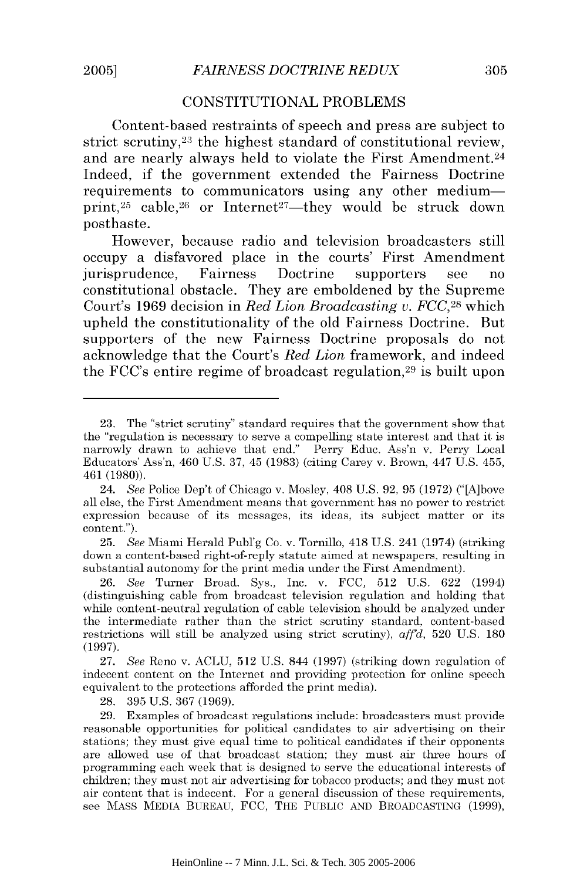## CONSTITUTIONAL PROBLEMS

Content-based restraints of speech and press are subject to strict scrutiny,[23] the highest standard of constitutional review, and are nearly always held to violate the First Amendment.[24] Indeed, if the government extended the Fairness Doctrine requirements to communicators using any other medium—print,[25] cable,[26] or Internet[27]—they would be struck down posthaste.

However, because radio and television broadcasters still occupy a disfavored place in the courts' First Amendment jurisprudence, Fairness Doctrine supporters see no constitutional obstacle. They are emboldened by the Supreme Court's 1969 decision in *Red Lion Broadcasting v. FCC*,[28] which upheld the constitutionality of the old Fairness Doctrine. But supporters of the new Fairness Doctrine proposals do not acknowledge that the Court's *Red Lion* framework, and indeed the FCC's entire regime of broadcast regulation,[29] is built upon

---

23. The "strict scrutiny" standard requires that the government show that the "regulation is necessary to serve a compelling state interest and that it is narrowly drawn to achieve that end." Perry Educ. Ass'n v. Perry Local Educators' Ass'n, 460 U.S. 37, 45 (1983) (citing Carey v. Brown, 447 U.S. 455, 461 (1980)).

24. *See* Police Dep't of Chicago v. Mosley, 408 U.S. 92, 95 (1972) ("[A]bove all else, the First Amendment means that government has no power to restrict expression because of its messages, its ideas, its subject matter or its content.").

25. *See* Miami Herald Publ'g Co. v. Tornillo, 418 U.S. 241 (1974) (striking down a content-based right-of-reply statute aimed at newspapers, resulting in substantial autonomy for the print media under the First Amendment).

26. *See* Turner Broad. Sys., Inc. v. FCC, 512 U.S. 622 (1994) (distinguishing cable from broadcast television regulation and holding that while content-neutral regulation of cable television should be analyzed under the intermediate rather than the strict scrutiny standard, content-based restrictions will still be analyzed using strict scrutiny), *aff'd*, 520 U.S. 180 (1997).

27. *See* Reno v. ACLU, 512 U.S. 844 (1997) (striking down regulation of indecent content on the Internet and providing protection for online speech equivalent to the protections afforded the print media).

28. 395 U.S. 367 (1969).

29. Examples of broadcast regulations include: broadcasters must provide reasonable opportunities for political candidates to air advertising on their stations; they must give equal time to political candidates if their opponents are allowed use of that broadcast station; they must air three hours of programming each week that is designed to serve the educational interests of children; they must not air advertising for tobacco products; and they must not air content that is indecent. For a general discussion of these requirements, see MASS MEDIA BUREAU, FCC, THE PUBLIC AND BROADCASTING (1999),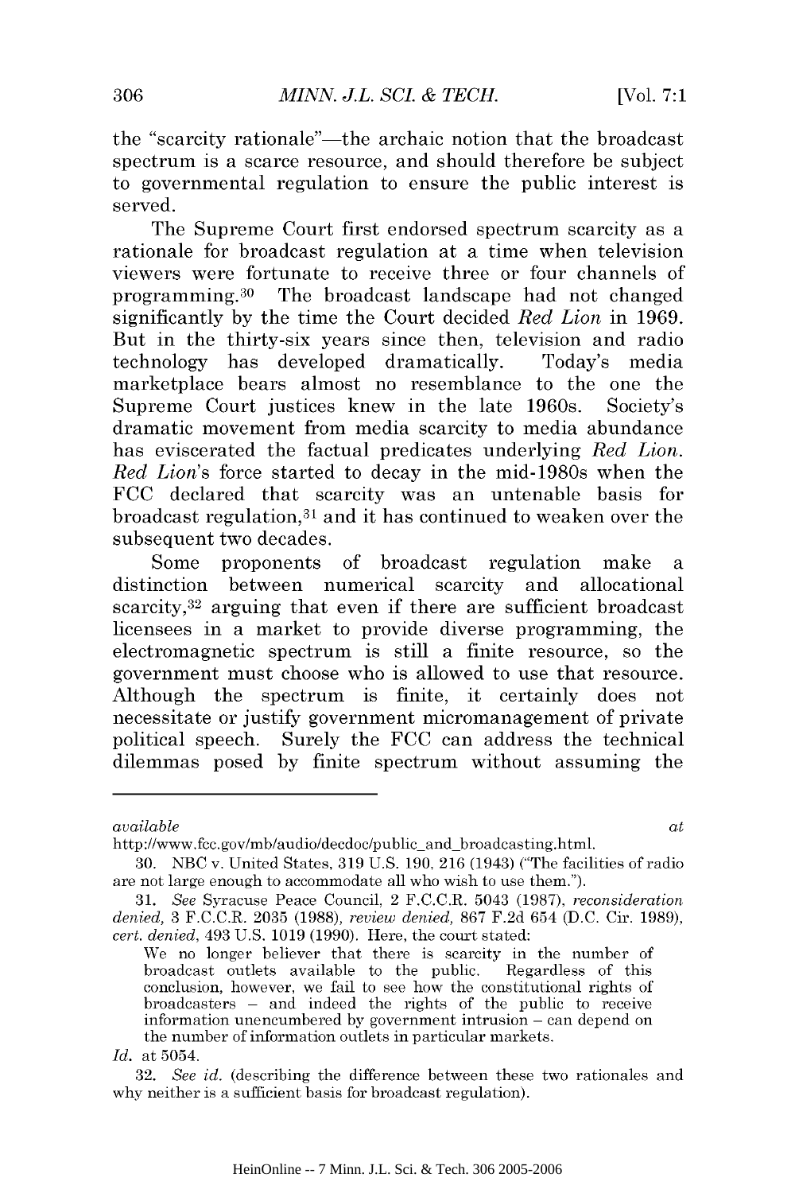the "scarcity rationale"—the archaic notion that the broadcast spectrum is a scarce resource, and should therefore be subject to governmental regulation to ensure the public interest is served.

The Supreme Court first endorsed spectrum scarcity as a rationale for broadcast regulation at a time when television viewers were fortunate to receive three or four channels of programming.[30] The broadcast landscape had not changed significantly by the time the Court decided *Red Lion* in 1969. But in the thirty-six years since then, television and radio technology has developed dramatically. Today's media marketplace bears almost no resemblance to the one the Supreme Court justices knew in the late 1960s. Society's dramatic movement from media scarcity to media abundance has eviscerated the factual predicates underlying *Red Lion*. *Red Lion*'s force started to decay in the mid-1980s when the FCC declared that scarcity was an untenable basis for broadcast regulation,[31] and it has continued to weaken over the subsequent two decades.

Some proponents of broadcast regulation make a distinction between numerical scarcity and allocational scarcity,[32] arguing that even if there are sufficient broadcast licensees in a market to provide diverse programming, the electromagnetic spectrum is still a finite resource, so the government must choose who is allowed to use that resource. Although the spectrum is finite, it certainly does not necessitate or justify government micromanagement of private political speech. Surely the FCC can address the technical dilemmas posed by finite spectrum without assuming the

---

*available at* http://www.fcc.gov/mb/audio/decdoc/public_and_broadcasting.html.

30. NBC v. United States, 319 U.S. 190, 216 (1943) ("The facilities of radio are not large enough to accommodate all who wish to use them.").

31. *See* Syracuse Peace Council, 2 F.C.C.R. 5043 (1987), *reconsideration denied*, 3 F.C.C.R. 2035 (1988), *review denied*, 867 F.2d 654 (D.C. Cir. 1989), *cert. denied*, 493 U.S. 1019 (1990). Here, the court stated:

> We no longer believer that there is scarcity in the number of broadcast outlets available to the public. Regardless of this conclusion, however, we fail to see how the constitutional rights of broadcasters – and indeed the rights of the public to receive information unencumbered by government intrusion – can depend on the number of information outlets in particular markets.

*Id.* at 5054.

32. *See id.* (describing the difference between these two rationales and why neither is a sufficient basis for broadcast regulation).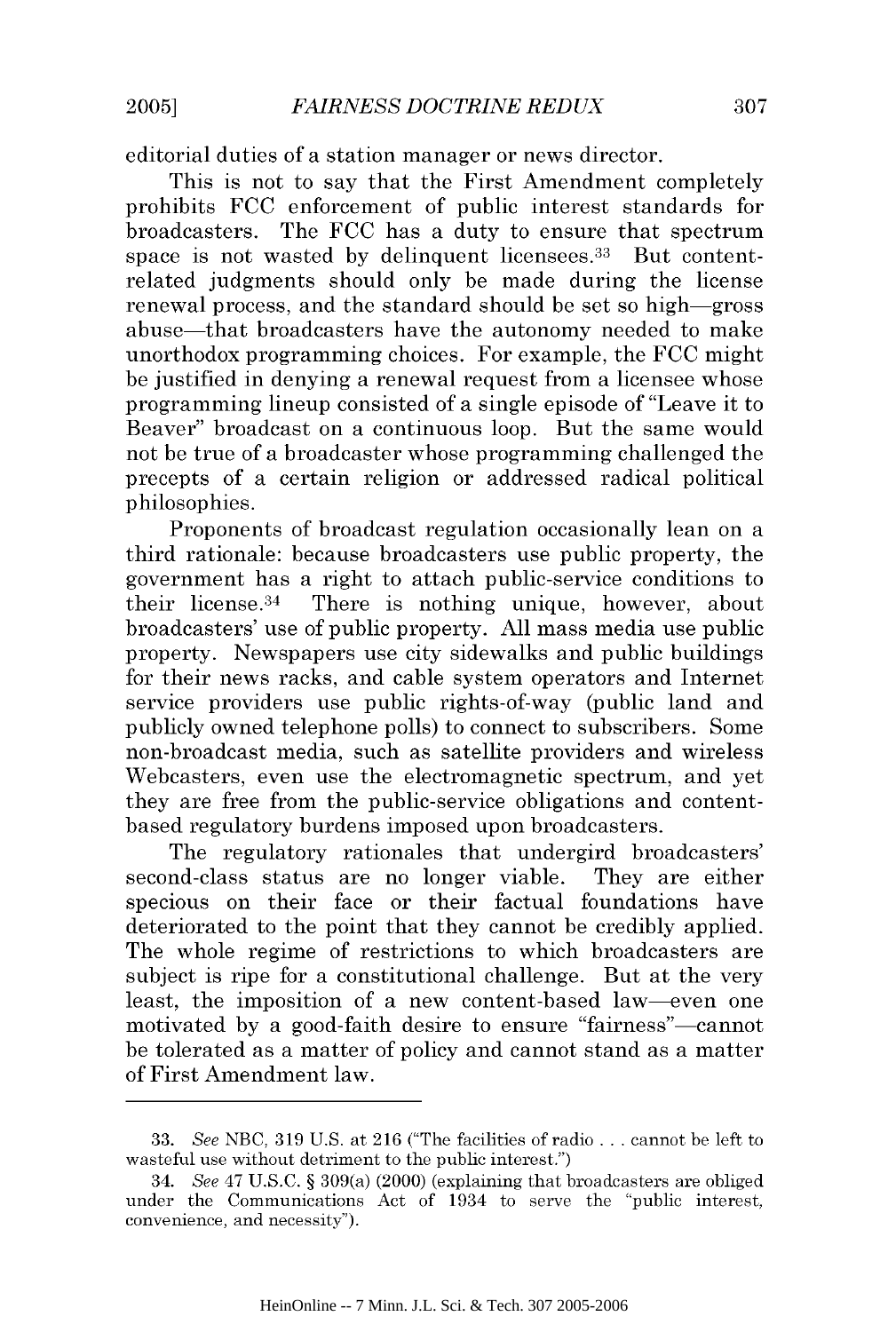editorial duties of a station manager or news director.

This is not to say that the First Amendment completely prohibits FCC enforcement of public interest standards for broadcasters. The FCC has a duty to ensure that spectrum space is not wasted by delinquent licensees.[33] But content-related judgments should only be made during the license renewal process, and the standard should be set so high—gross abuse—that broadcasters have the autonomy needed to make unorthodox programming choices. For example, the FCC might be justified in denying a renewal request from a licensee whose programming lineup consisted of a single episode of "Leave it to Beaver" broadcast on a continuous loop. But the same would not be true of a broadcaster whose programming challenged the precepts of a certain religion or addressed radical political philosophies.

Proponents of broadcast regulation occasionally lean on a third rationale: because broadcasters use public property, the government has a right to attach public-service conditions to their license.[34] There is nothing unique, however, about broadcasters' use of public property. All mass media use public property. Newspapers use city sidewalks and public buildings for their news racks, and cable system operators and Internet service providers use public rights-of-way (public land and publicly owned telephone polls) to connect to subscribers. Some non-broadcast media, such as satellite providers and wireless Webcasters, even use the electromagnetic spectrum, and yet they are free from the public-service obligations and content-based regulatory burdens imposed upon broadcasters.

The regulatory rationales that undergird broadcasters' second-class status are no longer viable. They are either specious on their face or their factual foundations have deteriorated to the point that they cannot be credibly applied. The whole regime of restrictions to which broadcasters are subject is ripe for a constitutional challenge. But at the very least, the imposition of a new content-based law—even one motivated by a good-faith desire to ensure "fairness"—cannot be tolerated as a matter of policy and cannot stand as a matter of First Amendment law.

---

33. *See* NBC, 319 U.S. at 216 ("The facilities of radio . . . cannot be left to wasteful use without detriment to the public interest.")

34. *See* 47 U.S.C. § 309(a) (2000) (explaining that broadcasters are obliged under the Communications Act of 1934 to serve the "public interest, convenience, and necessity").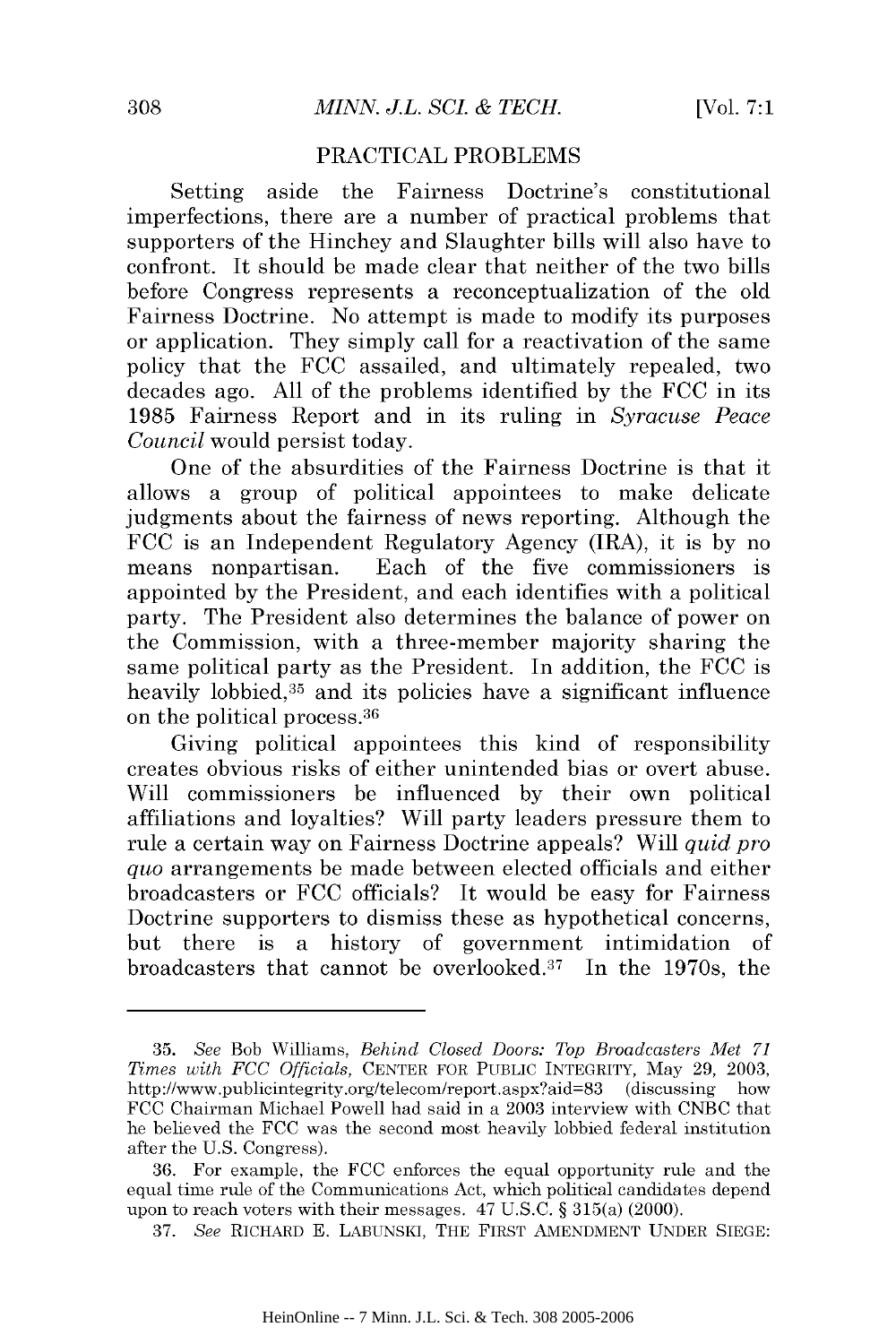## PRACTICAL PROBLEMS

Setting aside the Fairness Doctrine's constitutional imperfections, there are a number of practical problems that supporters of the Hinchey and Slaughter bills will also have to confront. It should be made clear that neither of the two bills before Congress represents a reconceptualization of the old Fairness Doctrine. No attempt is made to modify its purposes or application. They simply call for a reactivation of the same policy that the FCC assailed, and ultimately repealed, two decades ago. All of the problems identified by the FCC in its 1985 Fairness Report and in its ruling in *Syracuse Peace Council* would persist today.

One of the absurdities of the Fairness Doctrine is that it allows a group of political appointees to make delicate judgments about the fairness of news reporting. Although the FCC is an Independent Regulatory Agency (IRA), it is by no means nonpartisan. Each of the five commissioners is appointed by the President, and each identifies with a political party. The President also determines the balance of power on the Commission, with a three-member majority sharing the same political party as the President. In addition, the FCC is heavily lobbied,[35] and its policies have a significant influence on the political process.[36]

Giving political appointees this kind of responsibility creates obvious risks of either unintended bias or overt abuse. Will commissioners be influenced by their own political affiliations and loyalties? Will party leaders pressure them to rule a certain way on Fairness Doctrine appeals? Will *quid pro quo* arrangements be made between elected officials and either broadcasters or FCC officials? It would be easy for Fairness Doctrine supporters to dismiss these as hypothetical concerns, but there is a history of government intimidation of broadcasters that cannot be overlooked.[37] In the 1970s, the

---

35. *See* Bob Williams, *Behind Closed Doors: Top Broadcasters Met 71 Times with FCC Officials*, CENTER FOR PUBLIC INTEGRITY, May 29, 2003, http://www.publicintegrity.org/telecom/report.aspx?aid=83 (discussing how FCC Chairman Michael Powell had said in a 2003 interview with CNBC that he believed the FCC was the second most heavily lobbied federal institution after the U.S. Congress).

36. For example, the FCC enforces the equal opportunity rule and the equal time rule of the Communications Act, which political candidates depend upon to reach voters with their messages. 47 U.S.C. § 315(a) (2000).

37. *See* RICHARD E. LABUNSKI, THE FIRST AMENDMENT UNDER SIEGE: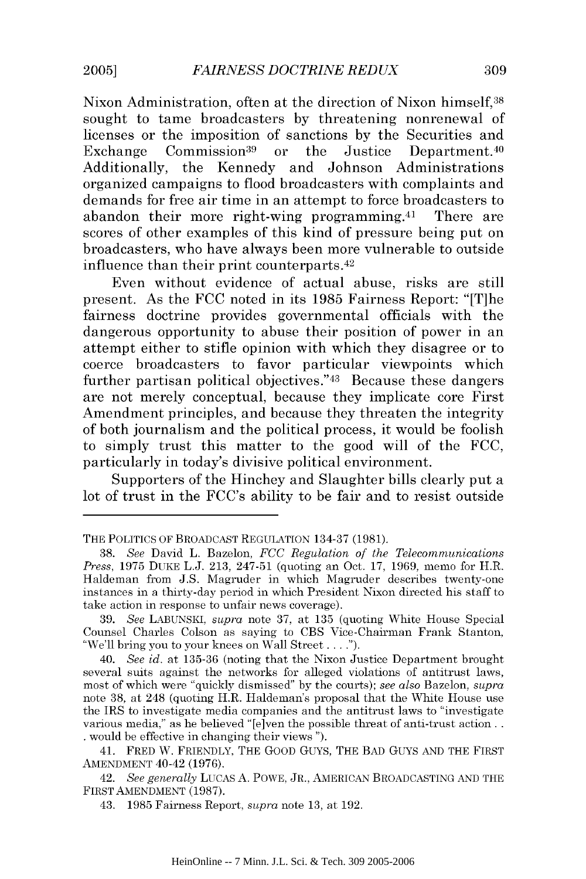Nixon Administration, often at the direction of Nixon himself,[38] sought to tame broadcasters by threatening nonrenewal of licenses or the imposition of sanctions by the Securities and Exchange Commission[39] or the Justice Department.[40] Additionally, the Kennedy and Johnson Administrations organized campaigns to flood broadcasters with complaints and demands for free air time in an attempt to force broadcasters to abandon their more right-wing programming.[41] There are scores of other examples of this kind of pressure being put on broadcasters, who have always been more vulnerable to outside influence than their print counterparts.[42]

Even without evidence of actual abuse, risks are still present. As the FCC noted in its 1985 Fairness Report: "[T]he fairness doctrine provides governmental officials with the dangerous opportunity to abuse their position of power in an attempt either to stifle opinion with which they disagree or to coerce broadcasters to favor particular viewpoints which further partisan political objectives."[43] Because these dangers are not merely conceptual, because they implicate core First Amendment principles, and because they threaten the integrity of both journalism and the political process, it would be foolish to simply trust this matter to the good will of the FCC, particularly in today's divisive political environment.

Supporters of the Hinchey and Slaughter bills clearly put a lot of trust in the FCC's ability to be fair and to resist outside

---

THE POLITICS OF BROADCAST REGULATION 134-37 (1981).

38. *See* David L. Bazelon, *FCC Regulation of the Telecommunications Press*, 1975 DUKE L.J. 213, 247-51 (quoting an Oct. 17, 1969, memo for H.R. Haldeman from J.S. Magruder in which Magruder describes twenty-one instances in a thirty-day period in which President Nixon directed his staff to take action in response to unfair news coverage).

39. *See* LABUNSKI, *supra* note 37, at 135 (quoting White House Special Counsel Charles Colson as saying to CBS Vice-Chairman Frank Stanton, "We'll bring you to your knees on Wall Street . . . .").

40. *See id.* at 135-36 (noting that the Nixon Justice Department brought several suits against the networks for alleged violations of antitrust laws, most of which were "quickly dismissed" by the courts); *see also* Bazelon, *supra* note 38, at 248 (quoting H.R. Haldeman's proposal that the White House use the IRS to investigate media companies and the antitrust laws to "investigate various media," as he believed "[e]ven the possible threat of anti-trust action . . . would be effective in changing their views ").

41. FRED W. FRIENDLY, THE GOOD GUYS, THE BAD GUYS AND THE FIRST AMENDMENT 40-42 (1976).

42. *See generally* LUCAS A. POWE, JR., AMERICAN BROADCASTING AND THE FIRST AMENDMENT (1987).

43. 1985 Fairness Report, *supra* note 13, at 192.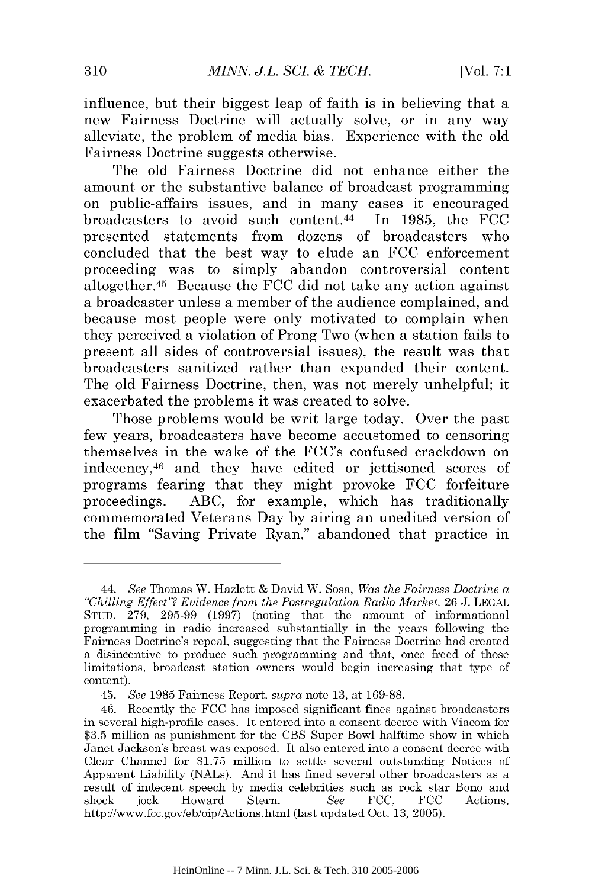influence, but their biggest leap of faith is in believing that a new Fairness Doctrine will actually solve, or in any way alleviate, the problem of media bias. Experience with the old Fairness Doctrine suggests otherwise.

The old Fairness Doctrine did not enhance either the amount or the substantive balance of broadcast programming on public-affairs issues, and in many cases it encouraged broadcasters to avoid such content.[44] In 1985, the FCC presented statements from dozens of broadcasters who concluded that the best way to elude an FCC enforcement proceeding was to simply abandon controversial content altogether.[45] Because the FCC did not take any action against a broadcaster unless a member of the audience complained, and because most people were only motivated to complain when they perceived a violation of Prong Two (when a station fails to present all sides of controversial issues), the result was that broadcasters sanitized rather than expanded their content. The old Fairness Doctrine, then, was not merely unhelpful; it exacerbated the problems it was created to solve.

Those problems would be writ large today. Over the past few years, broadcasters have become accustomed to censoring themselves in the wake of the FCC's confused crackdown on indecency,[46] and they have edited or jettisoned scores of programs fearing that they might provoke FCC forfeiture proceedings. ABC, for example, which has traditionally commemorated Veterans Day by airing an unedited version of the film "Saving Private Ryan," abandoned that practice in

---

44. *See* Thomas W. Hazlett & David W. Sosa, *Was the Fairness Doctrine a "Chilling Effect"? Evidence from the Postregulation Radio Market*, 26 J. LEGAL STUD. 279, 295-99 (1997) (noting that the amount of informational programming in radio increased substantially in the years following the Fairness Doctrine's repeal, suggesting that the Fairness Doctrine had created a disincentive to produce such programming and that, once freed of those limitations, broadcast station owners would begin increasing that type of content).

45. *See* 1985 Fairness Report, *supra* note 13, at 169-88.

46. Recently the FCC has imposed significant fines against broadcasters in several high-profile cases. It entered into a consent decree with Viacom for $3.5 million as punishment for the CBS Super Bowl halftime show in which Janet Jackson's breast was exposed. It also entered into a consent decree with Clear Channel for $1.75 million to settle several outstanding Notices of Apparent Liability (NALs). And it has fined several other broadcasters as a result of indecent speech by media celebrities such as rock star Bono and shock jock Howard Stern. *See* FCC, FCC Actions, http://www.fcc.gov/eb/oip/Actions.html (last updated Oct. 13, 2005).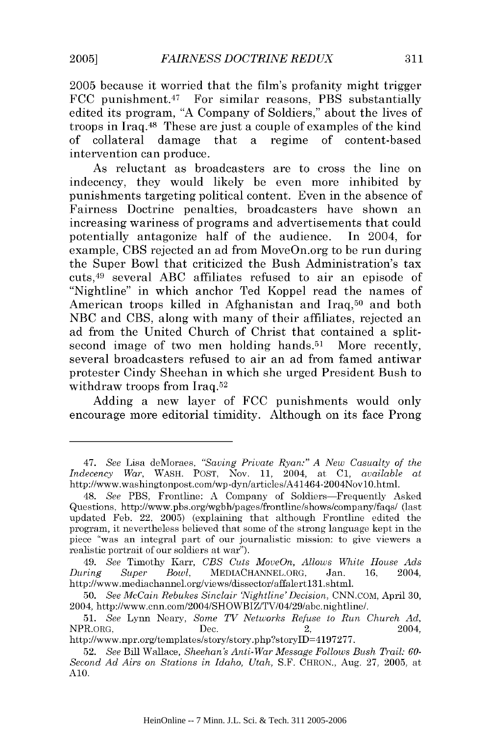2005 because it worried that the film's profanity might trigger FCC punishment.[47] For similar reasons, PBS substantially edited its program, "A Company of Soldiers," about the lives of troops in Iraq.[48] These are just a couple of examples of the kind of collateral damage that a regime of content-based intervention can produce.

As reluctant as broadcasters are to cross the line on indecency, they would likely be even more inhibited by punishments targeting political content. Even in the absence of Fairness Doctrine penalties, broadcasters have shown an increasing wariness of programs and advertisements that could potentially antagonize half of the audience. In 2004, for example, CBS rejected an ad from MoveOn.org to be run during the Super Bowl that criticized the Bush Administration's tax cuts,[49] several ABC affiliates refused to air an episode of "Nightline" in which anchor Ted Koppel read the names of American troops killed in Afghanistan and Iraq,[50] and both NBC and CBS, along with many of their affiliates, rejected an ad from the United Church of Christ that contained a split-second image of two men holding hands.[51] More recently, several broadcasters refused to air an ad from famed antiwar protester Cindy Sheehan in which she urged President Bush to withdraw troops from Iraq.[52]

Adding a new layer of FCC punishments would only encourage more editorial timidity. Although on its face Prong

---

47. *See* Lisa deMoraes, *"Saving Private Ryan:" A New Casualty of the Indecency War*, WASH. POST, Nov. 11, 2004, at C1, *available at* http://www.washingtonpost.com/wp-dyn/articles/A41464-2004Nov10.html.

48. *See* PBS, Frontline: A Company of Soldiers—Frequently Asked Questions, http://www.pbs.org/wgbh/pages/frontline/shows/company/faqs/ (last updated Feb. 22, 2005) (explaining that although Frontline edited the program, it nevertheless believed that some of the strong language kept in the piece "was an integral part of our journalistic mission: to give viewers a realistic portrait of our soldiers at war").

49. *See* Timothy Karr, *CBS Cuts MoveOn, Allows White House Ads During Super Bowl*, MEDIACHANNEL.ORG, Jan. 16, 2004, http://www.mediachannel.org/views/dissector/affalert131.shtml.

50. *See McCain Rebukes Sinclair 'Nightline' Decision*, CNN.COM, April 30, 2004, http://www.cnn.com/2004/SHOWBIZ/TV/04/29/abc.nightline/.

51. *See* Lynn Neary, *Some TV Networks Refuse to Run Church Ad*, NPR.ORG, Dec. 2, 2004, http://www.npr.org/templates/story/story.php?storyID=4197277.

52. *See* Bill Wallace, *Sheehan's Anti-War Message Follows Bush Trail: 60-Second Ad Airs on Stations in Idaho, Utah*, S.F. CHRON., Aug. 27, 2005, at A10.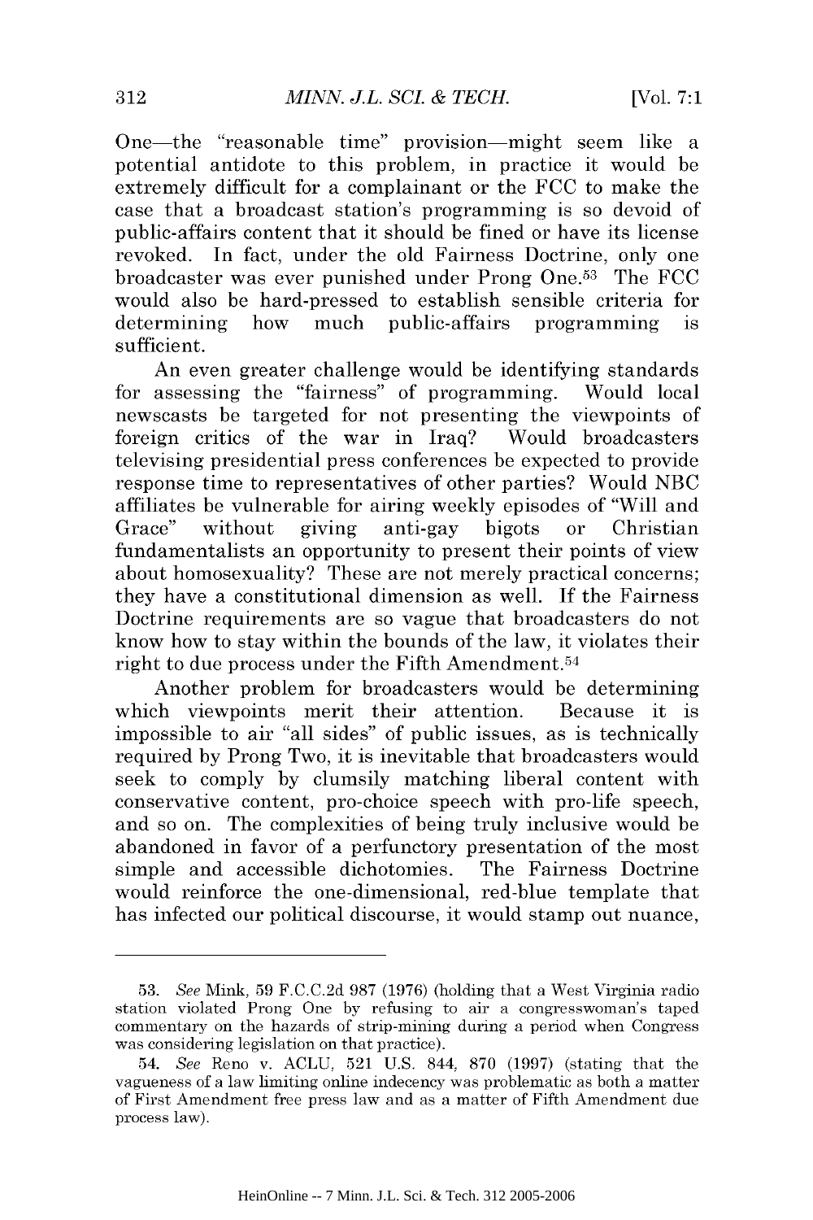One—the "reasonable time" provision—might seem like a potential antidote to this problem, in practice it would be extremely difficult for a complainant or the FCC to make the case that a broadcast station's programming is so devoid of public-affairs content that it should be fined or have its license revoked. In fact, under the old Fairness Doctrine, only one broadcaster was ever punished under Prong One.[53] The FCC would also be hard-pressed to establish sensible criteria for determining how much public-affairs programming is sufficient.

An even greater challenge would be identifying standards for assessing the "fairness" of programming. Would local newscasts be targeted for not presenting the viewpoints of foreign critics of the war in Iraq? Would broadcasters televising presidential press conferences be expected to provide response time to representatives of other parties? Would NBC affiliates be vulnerable for airing weekly episodes of "Will and Grace" without giving anti-gay bigots or Christian fundamentalists an opportunity to present their points of view about homosexuality? These are not merely practical concerns; they have a constitutional dimension as well. If the Fairness Doctrine requirements are so vague that broadcasters do not know how to stay within the bounds of the law, it violates their right to due process under the Fifth Amendment.[54]

Another problem for broadcasters would be determining which viewpoints merit their attention. Because it is impossible to air "all sides" of public issues, as is technically required by Prong Two, it is inevitable that broadcasters would seek to comply by clumsily matching liberal content with conservative content, pro-choice speech with pro-life speech, and so on. The complexities of being truly inclusive would be abandoned in favor of a perfunctory presentation of the most simple and accessible dichotomies. The Fairness Doctrine would reinforce the one-dimensional, red-blue template that has infected our political discourse, it would stamp out nuance,

---

53. *See* Mink, 59 F.C.C.2d 987 (1976) (holding that a West Virginia radio station violated Prong One by refusing to air a congresswoman's taped commentary on the hazards of strip-mining during a period when Congress was considering legislation on that practice).

54. *See* Reno v. ACLU, 521 U.S. 844, 870 (1997) (stating that the vagueness of a law limiting online indecency was problematic as both a matter of First Amendment free press law and as a matter of Fifth Amendment due process law).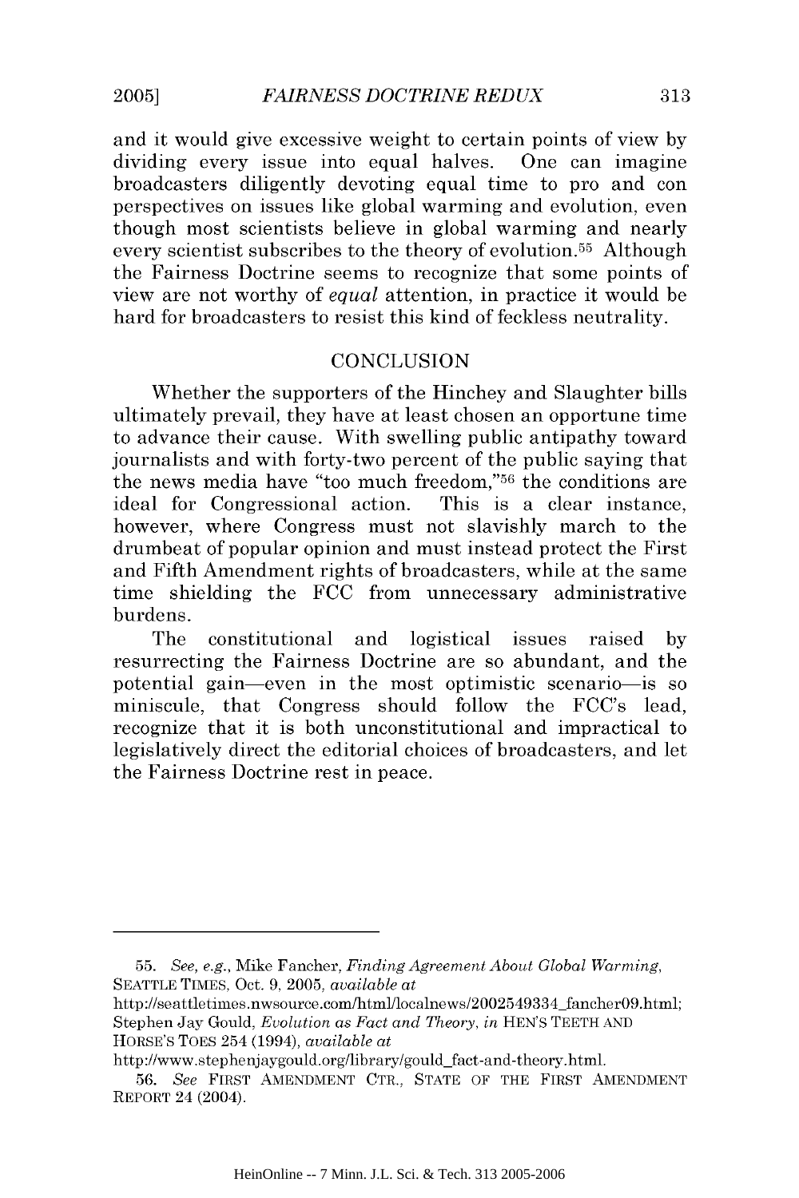and it would give excessive weight to certain points of view by dividing every issue into equal halves. One can imagine broadcasters diligently devoting equal time to pro and con perspectives on issues like global warming and evolution, even though most scientists believe in global warming and nearly every scientist subscribes to the theory of evolution.[55] Although the Fairness Doctrine seems to recognize that some points of view are not worthy of *equal* attention, in practice it would be hard for broadcasters to resist this kind of feckless neutrality.

## CONCLUSION

Whether the supporters of the Hinchey and Slaughter bills ultimately prevail, they have at least chosen an opportune time to advance their cause. With swelling public antipathy toward journalists and with forty-two percent of the public saying that the news media have "too much freedom,"[56] the conditions are ideal for Congressional action. This is a clear instance, however, where Congress must not slavishly march to the drumbeat of popular opinion and must instead protect the First and Fifth Amendment rights of broadcasters, while at the same time shielding the FCC from unnecessary administrative burdens.

The constitutional and logistical issues raised by resurrecting the Fairness Doctrine are so abundant, and the potential gain—even in the most optimistic scenario—is so miniscule, that Congress should follow the FCC's lead, recognize that it is both unconstitutional and impractical to legislatively direct the editorial choices of broadcasters, and let the Fairness Doctrine rest in peace.

---

55. *See, e.g.*, Mike Fancher, *Finding Agreement About Global Warming*, SEATTLE TIMES, Oct. 9, 2005, *available at* http://seattletimes.nwsource.com/html/localnews/2002549334_fancher09.html; Stephen Jay Gould, *Evolution as Fact and Theory*, *in* HEN'S TEETH AND HORSE'S TOES 254 (1994), *available at* http://www.stephenjaygould.org/library/gould_fact-and-theory.html.

56. *See* FIRST AMENDMENT CTR., STATE OF THE FIRST AMENDMENT REPORT 24 (2004).